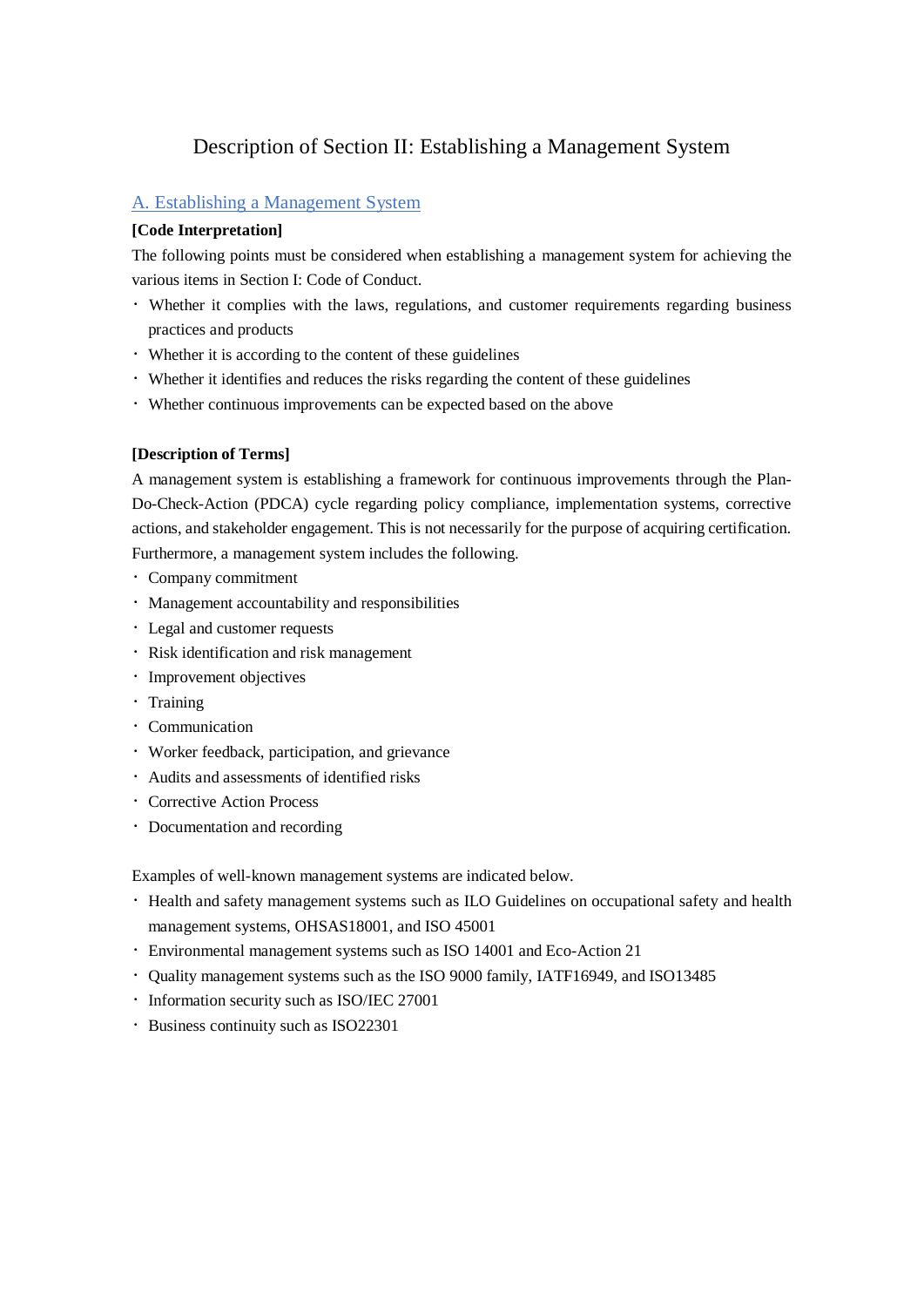# Description of Section II: Establishing a Management System

## A. Establishing a Management System

**[Code Interpretation]**

The following points must be considered when establishing a management system for achieving the various items in Section I: Code of Conduct.

- Whether it complies with the laws, regulations, and customer requirements regarding business practices and products
- Whether it is according to the content of these guidelines
- Whether it identifies and reduces the risks regarding the content of these guidelines
- Whether continuous improvements can be expected based on the above

**[Description of Terms]**

A management system is establishing a framework for continuous improvements through the Plan-Do-Check-Action (PDCA) cycle regarding policy compliance, implementation systems, corrective actions, and stakeholder engagement. This is not necessarily for the purpose of acquiring certification. Furthermore, a management system includes the following.

- Company commitment
- Management accountability and responsibilities
- Legal and customer requests
- Risk identification and risk management
- Improvement objectives
- Training
- Communication
- Worker feedback, participation, and grievance
- Audits and assessments of identified risks
- Corrective Action Process
- Documentation and recording

Examples of well-known management systems are indicated below.

- Health and safety management systems such as ILO Guidelines on occupational safety and health management systems, OHSAS18001, and ISO 45001
- Environmental management systems such as ISO 14001 and Eco-Action 21
- Quality management systems such as the ISO 9000 family, IATF16949, and ISO13485
- Information security such as ISO/IEC 27001
- Business continuity such as ISO22301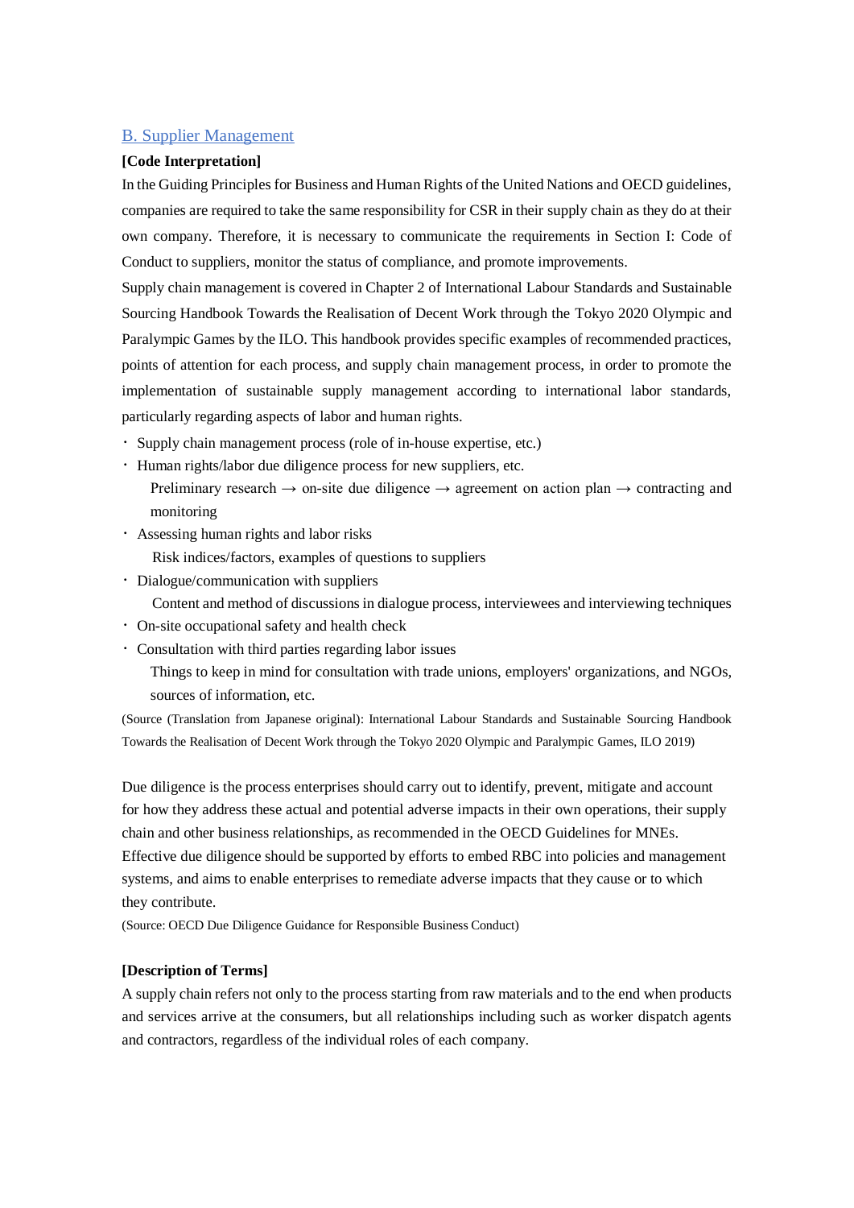## B. Supplier Management

**[Code Interpretation]**

In the Guiding Principles for Business and Human Rights of the United Nations and OECD guidelines, companies are required to take the same responsibility for CSR in their supply chain as they do at their own company. Therefore, it is necessary to communicate the requirements in Section I: Code of Conduct to suppliers, monitor the status of compliance, and promote improvements.

Supply chain management is covered in Chapter 2 of International Labour Standards and Sustainable Sourcing Handbook Towards the Realisation of Decent Work through the Tokyo 2020 Olympic and Paralympic Games by the ILO. This handbook provides specific examples of recommended practices, points of attention for each process, and supply chain management process, in order to promote the implementation of sustainable supply management according to international labor standards, particularly regarding aspects of labor and human rights.

- Supply chain management process (role of in-house expertise, etc.)
- Human rights/labor due diligence process for new suppliers, etc.
  Preliminary research → on-site due diligence → agreement on action plan → contracting and monitoring
- Assessing human rights and labor risks
  Risk indices/factors, examples of questions to suppliers
- Dialogue/communication with suppliers
  Content and method of discussions in dialogue process, interviewees and interviewing techniques
- On-site occupational safety and health check
- Consultation with third parties regarding labor issues
  Things to keep in mind for consultation with trade unions, employers' organizations, and NGOs, sources of information, etc.

(Source (Translation from Japanese original): International Labour Standards and Sustainable Sourcing Handbook Towards the Realisation of Decent Work through the Tokyo 2020 Olympic and Paralympic Games, ILO 2019)

Due diligence is the process enterprises should carry out to identify, prevent, mitigate and account for how they address these actual and potential adverse impacts in their own operations, their supply chain and other business relationships, as recommended in the OECD Guidelines for MNEs. Effective due diligence should be supported by efforts to embed RBC into policies and management systems, and aims to enable enterprises to remediate adverse impacts that they cause or to which they contribute.

(Source: OECD Due Diligence Guidance for Responsible Business Conduct)

**[Description of Terms]**

A supply chain refers not only to the process starting from raw materials and to the end when products and services arrive at the consumers, but all relationships including such as worker dispatch agents and contractors, regardless of the individual roles of each company.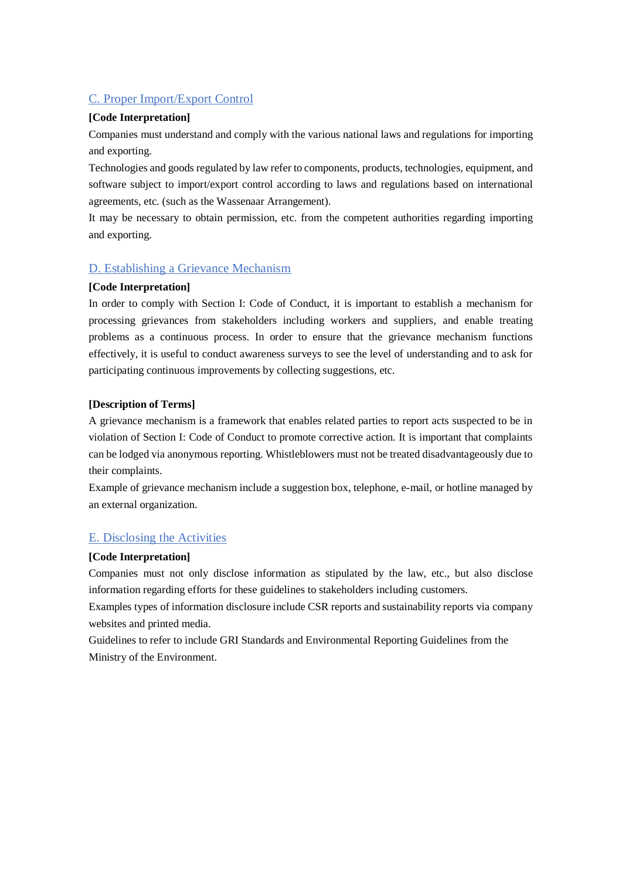## C. Proper Import/Export Control

**[Code Interpretation]**

Companies must understand and comply with the various national laws and regulations for importing and exporting.

Technologies and goods regulated by law refer to components, products, technologies, equipment, and software subject to import/export control according to laws and regulations based on international agreements, etc. (such as the Wassenaar Arrangement).

It may be necessary to obtain permission, etc. from the competent authorities regarding importing and exporting.

## D. Establishing a Grievance Mechanism

**[Code Interpretation]**

In order to comply with Section I: Code of Conduct, it is important to establish a mechanism for processing grievances from stakeholders including workers and suppliers, and enable treating problems as a continuous process. In order to ensure that the grievance mechanism functions effectively, it is useful to conduct awareness surveys to see the level of understanding and to ask for participating continuous improvements by collecting suggestions, etc.

**[Description of Terms]**

A grievance mechanism is a framework that enables related parties to report acts suspected to be in violation of Section I: Code of Conduct to promote corrective action. It is important that complaints can be lodged via anonymous reporting. Whistleblowers must not be treated disadvantageously due to their complaints.

Example of grievance mechanism include a suggestion box, telephone, e-mail, or hotline managed by an external organization.

## E. Disclosing the Activities

**[Code Interpretation]**

Companies must not only disclose information as stipulated by the law, etc., but also disclose information regarding efforts for these guidelines to stakeholders including customers.

Examples types of information disclosure include CSR reports and sustainability reports via company websites and printed media.

Guidelines to refer to include GRI Standards and Environmental Reporting Guidelines from the Ministry of the Environment.